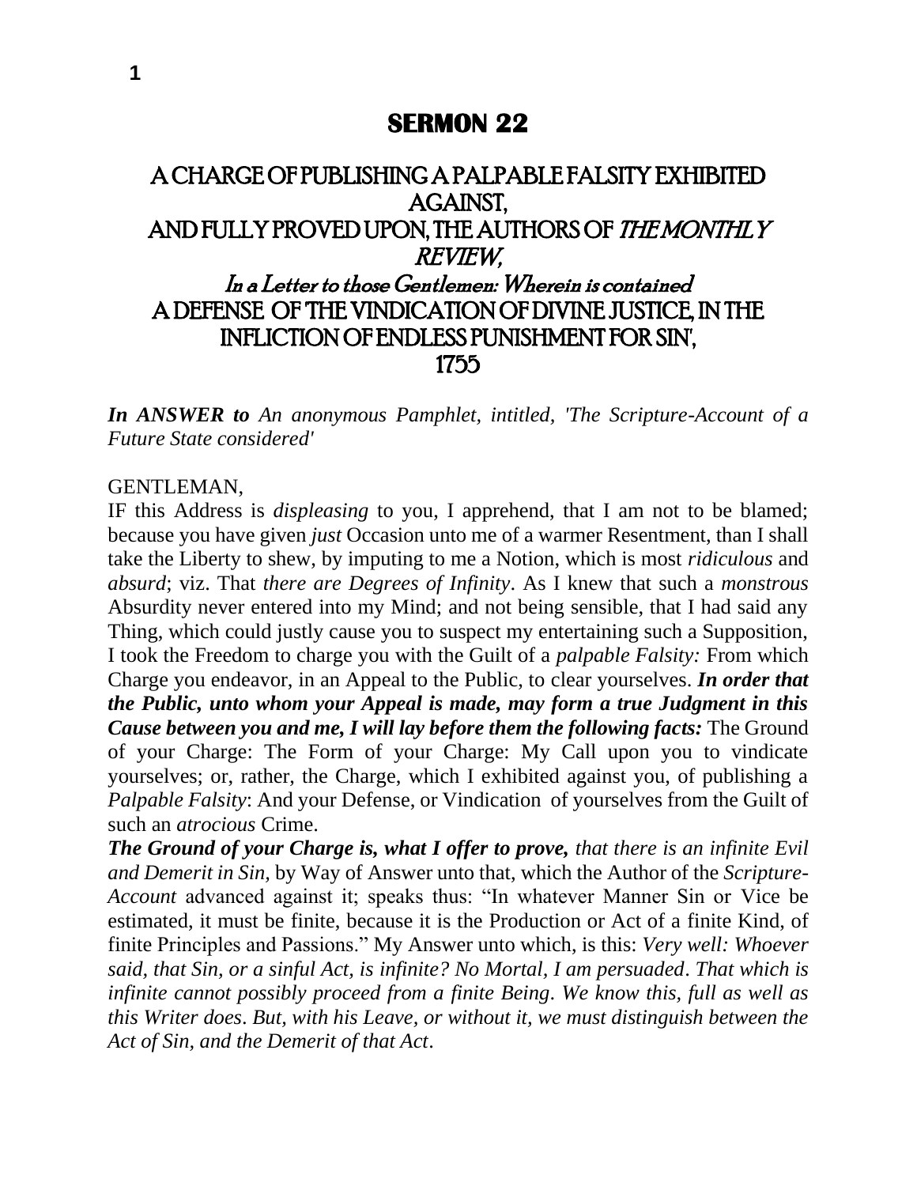# SERMON 22

## A CHARGE OF PUBLISHING A PALPABLE FALSITY EXHIBITED AGAINST, AND FULLY PROVED UPON, THE AUTHORS OF *THE MONTHLY REVIEW*,

### *In a Letter to those Gentlemen: Wherein is contained*

## A DEFENSE OF THE VINDICATION OF DIVINE JUSTICE, IN THE INFLICTION OF ENDLESS PUNISHMENT FOR SIN',

## 1755

***In ANSWER to*** *An anonymous Pamphlet, intitled, 'The Scripture-Account of a Future State considered'*

GENTLEMAN,

IF this Address is *displeasing* to you, I apprehend, that I am not to be blamed; because you have given *just* Occasion unto me of a warmer Resentment, than I shall take the Liberty to shew, by imputing to me a Notion, which is most *ridiculous* and *absurd*; viz. That *there are Degrees of Infinity*. As I knew that such a *monstrous* Absurdity never entered into my Mind; and not being sensible, that I had said any Thing, which could justly cause you to suspect my entertaining such a Supposition, I took the Freedom to charge you with the Guilt of a *palpable Falsity:* From which Charge you endeavor, in an Appeal to the Public, to clear yourselves. ***In order that the Public, unto whom your Appeal is made, may form a true Judgment in this Cause between you and me, I will lay before them the following facts:*** The Ground of your Charge: The Form of your Charge: My Call upon you to vindicate yourselves; or, rather, the Charge, which I exhibited against you, of publishing a *Palpable Falsity*: And your Defense, or Vindication of yourselves from the Guilt of such an *atrocious* Crime.

***The Ground of your Charge is, what I offer to prove,*** *that there is an infinite Evil and Demerit in Sin,* by Way of Answer unto that, which the Author of the *Scripture-Account* advanced against it; speaks thus: "In whatever Manner Sin or Vice be estimated, it must be finite, because it is the Production or Act of a finite Kind, of finite Principles and Passions." My Answer unto which, is this: *Very well: Whoever said, that Sin, or a sinful Act, is infinite? No Mortal, I am persuaded. That which is infinite cannot possibly proceed from a finite Being. We know this, full as well as this Writer does. But, with his Leave, or without it, we must distinguish between the Act of Sin, and the Demerit of that Act.*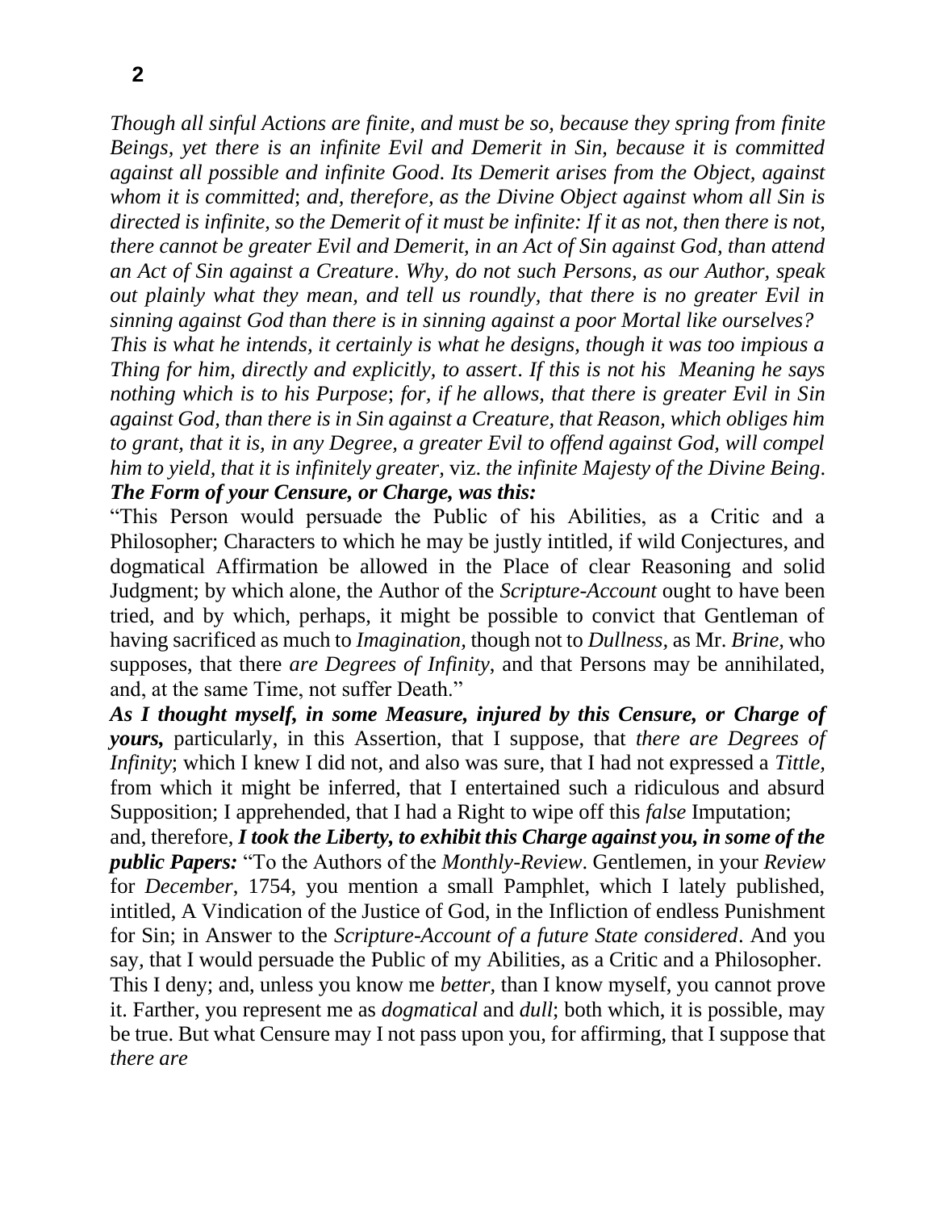*Though all sinful Actions are finite, and must be so, because they spring from finite Beings, yet there is an infinite Evil and Demerit in Sin, because it is committed against all possible and infinite Good. Its Demerit arises from the Object, against whom it is committed*; *and, therefore, as the Divine Object against whom all Sin is directed is infinite, so the Demerit of it must be infinite: If it as not, then there is not, there cannot be greater Evil and Demerit, in an Act of Sin against God, than attend an Act of Sin against a Creature. Why, do not such Persons, as our Author, speak out plainly what they mean, and tell us roundly, that there is no greater Evil in sinning against God than there is in sinning against a poor Mortal like ourselves? This is what he intends, it certainly is what he designs, though it was too impious a Thing for him, directly and explicitly, to assert. If this is not his Meaning he says nothing which is to his Purpose*; *for, if he allows, that there is greater Evil in Sin against God, than there is in Sin against a Creature, that Reason, which obliges him to grant, that it is, in any Degree, a greater Evil to offend against God, will compel him to yield, that it is infinitely greater,* viz. *the infinite Majesty of the Divine Being*.

***The Form of your Censure, or Charge, was this:***

"This Person would persuade the Public of his Abilities, as a Critic and a Philosopher; Characters to which he may be justly intitled, if wild Conjectures, and dogmatical Affirmation be allowed in the Place of clear Reasoning and solid Judgment; by which alone, the Author of the *Scripture-Account* ought to have been tried, and by which, perhaps, it might be possible to convict that Gentleman of having sacrificed as much to *Imagination*, though not to *Dullness,* as Mr. *Brine,* who supposes, that there *are Degrees of Infinity*, and that Persons may be annihilated, and, at the same Time, not suffer Death."

***As I thought myself, in some Measure, injured by this Censure, or Charge of yours,*** particularly, in this Assertion, that I suppose, that *there are Degrees of Infinity*; which I knew I did not, and also was sure, that I had not expressed a *Tittle*, from which it might be inferred, that I entertained such a ridiculous and absurd Supposition; I apprehended, that I had a Right to wipe off this *false* Imputation; and, therefore, ***I took the Liberty, to exhibit this Charge against you, in some of the public Papers:*** "To the Authors of the *Monthly-Review*. Gentlemen, in your *Review* for *December*, 1754, you mention a small Pamphlet, which I lately published, intitled, A Vindication of the Justice of God, in the Infliction of endless Punishment for Sin; in Answer to the *Scripture-Account of a future State considered*. And you say, that I would persuade the Public of my Abilities, as a Critic and a Philosopher. This I deny; and, unless you know me *better,* than I know myself, you cannot prove it. Farther, you represent me as *dogmatical* and *dull*; both which, it is possible, may be true. But what Censure may I not pass upon you, for affirming, that I suppose that *there are*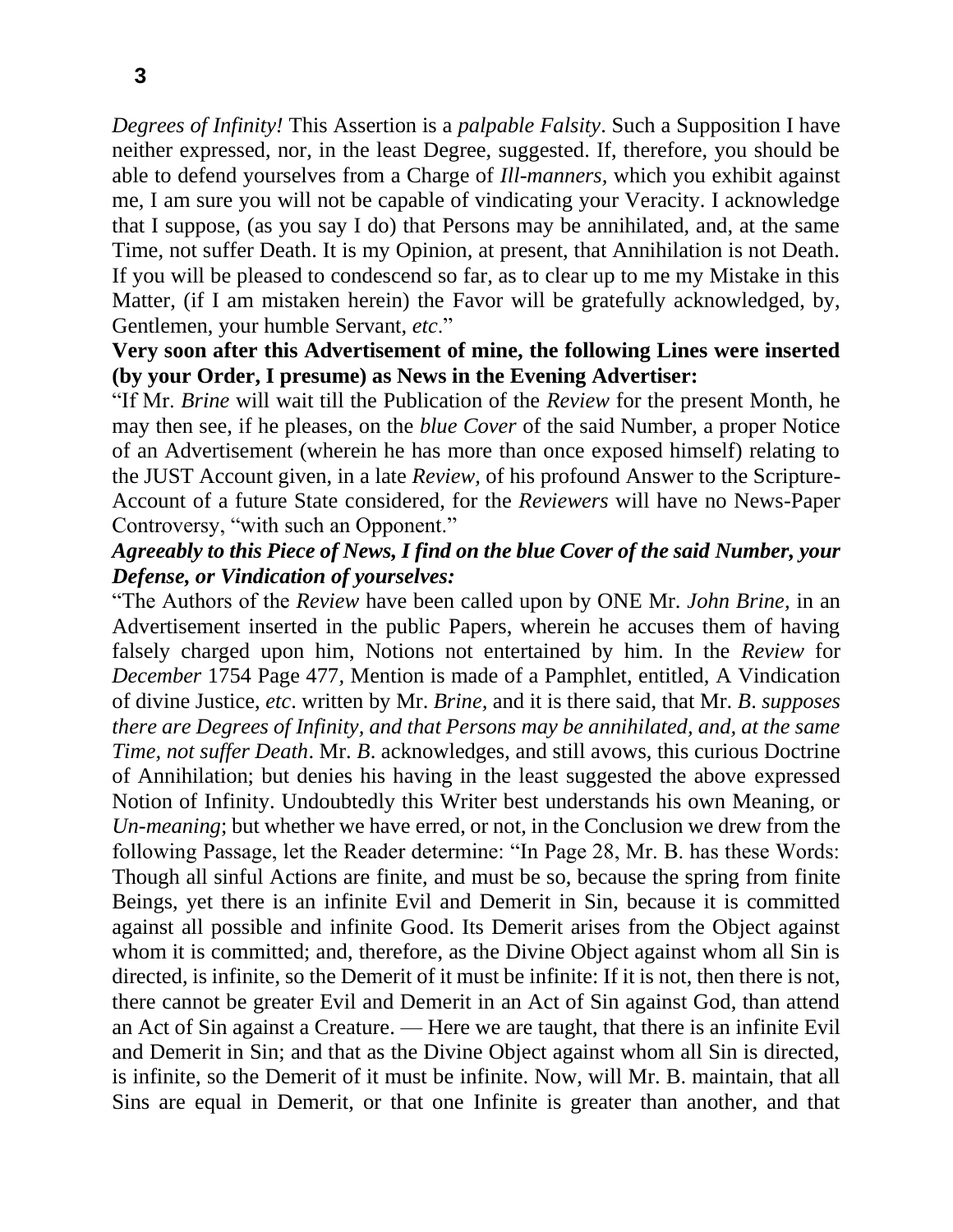*Degrees of Infinity!* This Assertion is a *palpable Falsity*. Such a Supposition I have neither expressed, nor, in the least Degree, suggested. If, therefore, you should be able to defend yourselves from a Charge of *Ill-manners*, which you exhibit against me, I am sure you will not be capable of vindicating your Veracity. I acknowledge that I suppose, (as you say I do) that Persons may be annihilated, and, at the same Time, not suffer Death. It is my Opinion, at present, that Annihilation is not Death. If you will be pleased to condescend so far, as to clear up to me my Mistake in this Matter, (if I am mistaken herein) the Favor will be gratefully acknowledged, by, Gentlemen, your humble Servant, *etc*."

**Very soon after this Advertisement of mine, the following Lines were inserted (by your Order, I presume) as News in the Evening Advertiser:**

"If Mr. *Brine* will wait till the Publication of the *Review* for the present Month, he may then see, if he pleases, on the *blue Cover* of the said Number, a proper Notice of an Advertisement (wherein he has more than once exposed himself) relating to the JUST Account given, in a late *Review,* of his profound Answer to the Scripture-Account of a future State considered, for the *Reviewers* will have no News-Paper Controversy, "with such an Opponent."

***Agreeably to this Piece of News, I find on the blue Cover of the said Number, your Defense, or Vindication of yourselves:***

"The Authors of the *Review* have been called upon by ONE Mr. *John Brine,* in an Advertisement inserted in the public Papers, wherein he accuses them of having falsely charged upon him, Notions not entertained by him. In the *Review* for *December* 1754 Page 477*,* Mention is made of a Pamphlet, entitled, A Vindication of divine Justice, *etc*. written by Mr. *Brine,* and it is there said, that Mr. *B*. *supposes there are Degrees of Infinity, and that Persons may be annihilated, and, at the same Time, not suffer Death*. Mr. *B*. acknowledges, and still avows, this curious Doctrine of Annihilation; but denies his having in the least suggested the above expressed Notion of Infinity. Undoubtedly this Writer best understands his own Meaning, or *Un-meaning*; but whether we have erred, or not, in the Conclusion we drew from the following Passage, let the Reader determine: "In Page 28, Mr. B. has these Words: Though all sinful Actions are finite, and must be so, because the spring from finite Beings, yet there is an infinite Evil and Demerit in Sin, because it is committed against all possible and infinite Good. Its Demerit arises from the Object against whom it is committed; and, therefore, as the Divine Object against whom all Sin is directed, is infinite, so the Demerit of it must be infinite: If it is not, then there is not, there cannot be greater Evil and Demerit in an Act of Sin against God, than attend an Act of Sin against a Creature. — Here we are taught, that there is an infinite Evil and Demerit in Sin; and that as the Divine Object against whom all Sin is directed, is infinite, so the Demerit of it must be infinite. Now, will Mr. B. maintain, that all Sins are equal in Demerit, or that one Infinite is greater than another, and that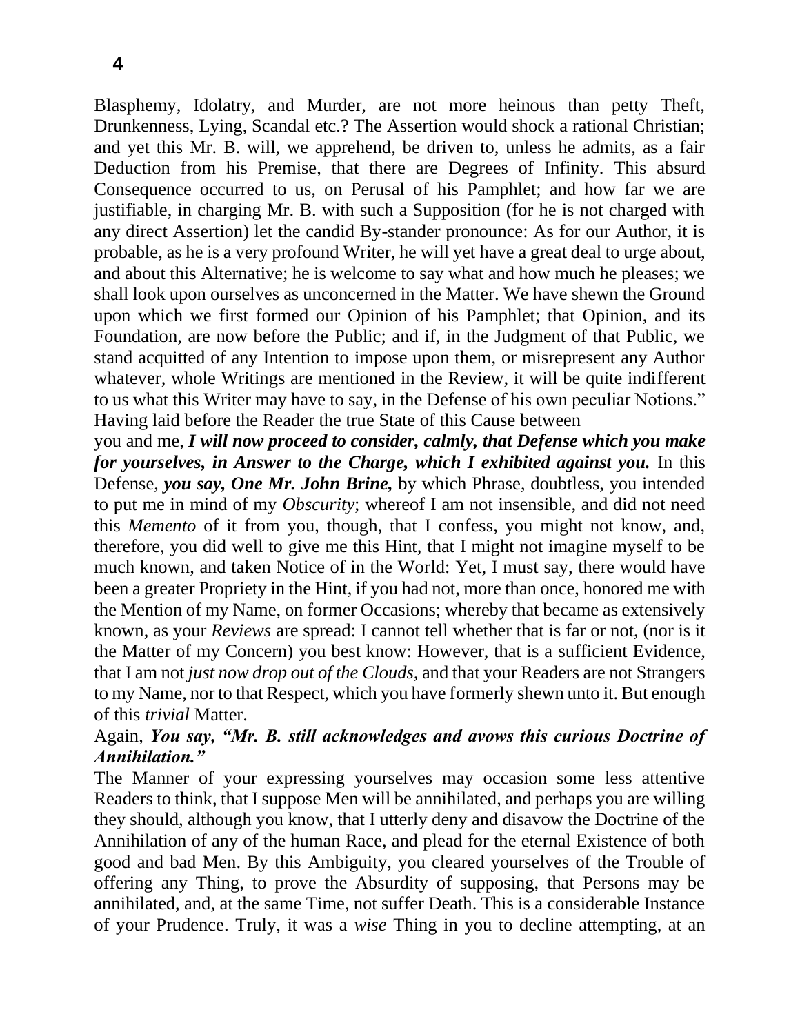Blasphemy, Idolatry, and Murder, are not more heinous than petty Theft, Drunkenness, Lying, Scandal etc.? The Assertion would shock a rational Christian; and yet this Mr. B. will, we apprehend, be driven to, unless he admits, as a fair Deduction from his Premise, that there are Degrees of Infinity. This absurd Consequence occurred to us, on Perusal of his Pamphlet; and how far we are justifiable, in charging Mr. B. with such a Supposition (for he is not charged with any direct Assertion) let the candid By-stander pronounce: As for our Author, it is probable, as he is a very profound Writer, he will yet have a great deal to urge about, and about this Alternative; he is welcome to say what and how much he pleases; we shall look upon ourselves as unconcerned in the Matter. We have shewn the Ground upon which we first formed our Opinion of his Pamphlet; that Opinion, and its Foundation, are now before the Public; and if, in the Judgment of that Public, we stand acquitted of any Intention to impose upon them, or misrepresent any Author whatever, whole Writings are mentioned in the Review, it will be quite indifferent to us what this Writer may have to say, in the Defense of his own peculiar Notions."

Having laid before the Reader the true State of this Cause between you and me, ***I will now proceed to consider, calmly, that Defense which you make for yourselves, in Answer to the Charge, which I exhibited against you.*** In this Defense, ***you say, One Mr. John Brine,*** by which Phrase, doubtless, you intended to put me in mind of my *Obscurity*; whereof I am not insensible, and did not need this *Memento* of it from you, though, that I confess, you might not know, and, therefore, you did well to give me this Hint, that I might not imagine myself to be much known, and taken Notice of in the World: Yet, I must say, there would have been a greater Propriety in the Hint, if you had not, more than once, honored me with the Mention of my Name, on former Occasions; whereby that became as extensively known, as your *Reviews* are spread: I cannot tell whether that is far or not, (nor is it the Matter of my Concern) you best know: However, that is a sufficient Evidence, that I am not *just now drop out of the Clouds,* and that your Readers are not Strangers to my Name, nor to that Respect, which you have formerly shewn unto it. But enough of this *trivial* Matter.

Again, ***You say, "Mr. B. still acknowledges and avows this curious Doctrine of Annihilation."***

The Manner of your expressing yourselves may occasion some less attentive Readers to think, that I suppose Men will be annihilated, and perhaps you are willing they should, although you know, that I utterly deny and disavow the Doctrine of the Annihilation of any of the human Race, and plead for the eternal Existence of both good and bad Men. By this Ambiguity, you cleared yourselves of the Trouble of offering any Thing, to prove the Absurdity of supposing, that Persons may be annihilated, and, at the same Time, not suffer Death. This is a considerable Instance of your Prudence. Truly, it was a *wise* Thing in you to decline attempting, at an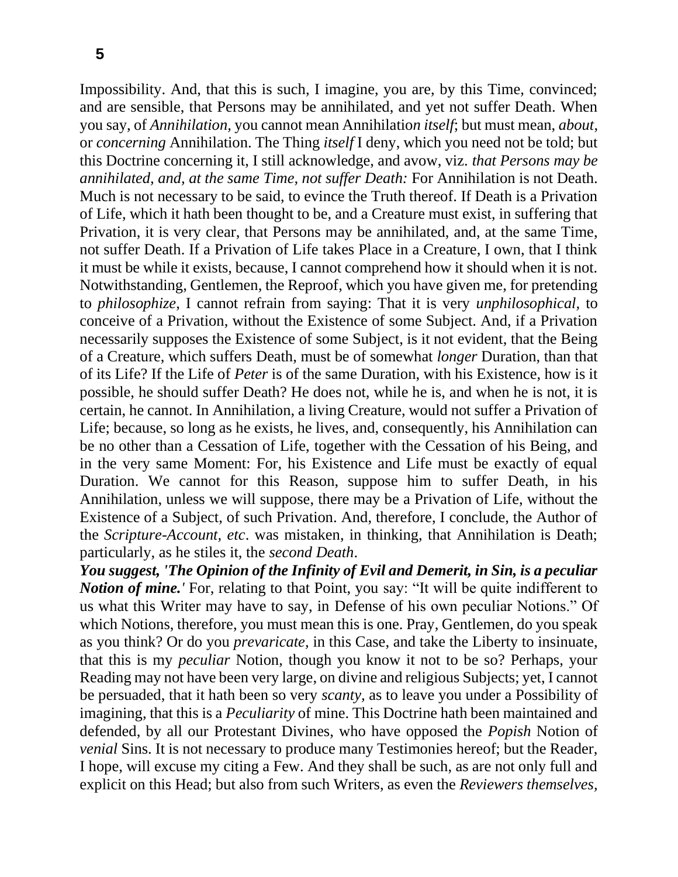Impossibility. And, that this is such, I imagine, you are, by this Time, convinced; and are sensible, that Persons may be annihilated, and yet not suffer Death. When you say, of *Annihilation,* you cannot mean Annihilation *itself*; but must mean, *about*, or *concerning* Annihilation. The Thing *itself* I deny, which you need not be told; but this Doctrine concerning it, I still acknowledge, and avow, viz. *that Persons may be annihilated, and, at the same Time, not suffer Death:* For Annihilation is not Death. Much is not necessary to be said, to evince the Truth thereof. If Death is a Privation of Life, which it hath been thought to be, and a Creature must exist, in suffering that Privation, it is very clear, that Persons may be annihilated, and, at the same Time, not suffer Death. If a Privation of Life takes Place in a Creature, I own, that I think it must be while it exists, because, I cannot comprehend how it should when it is not. Notwithstanding, Gentlemen, the Reproof, which you have given me, for pretending to *philosophize*, I cannot refrain from saying: That it is very *unphilosophical*, to conceive of a Privation, without the Existence of some Subject. And, if a Privation necessarily supposes the Existence of some Subject, is it not evident, that the Being of a Creature, which suffers Death, must be of somewhat *longer* Duration, than that of its Life? If the Life of *Peter* is of the same Duration, with his Existence, how is it possible, he should suffer Death? He does not, while he is, and when he is not, it is certain, he cannot. In Annihilation, a living Creature, would not suffer a Privation of Life; because, so long as he exists, he lives, and, consequently, his Annihilation can be no other than a Cessation of Life, together with the Cessation of his Being, and in the very same Moment: For, his Existence and Life must be exactly of equal Duration. We cannot for this Reason, suppose him to suffer Death, in his Annihilation, unless we will suppose, there may be a Privation of Life, without the Existence of a Subject, of such Privation. And, therefore, I conclude, the Author of the *Scripture-Account, etc*. was mistaken, in thinking, that Annihilation is Death; particularly, as he stiles it, the *second Death*.

***You suggest, 'The Opinion of the Infinity of Evil and Demerit, in Sin, is a peculiar Notion of mine.'*** For, relating to that Point, you say: "It will be quite indifferent to us what this Writer may have to say, in Defense of his own peculiar Notions." Of which Notions, therefore, you must mean this is one. Pray, Gentlemen, do you speak as you think? Or do you *prevaricate,* in this Case, and take the Liberty to insinuate, that this is my *peculiar* Notion, though you know it not to be so? Perhaps, your Reading may not have been very large, on divine and religious Subjects; yet, I cannot be persuaded, that it hath been so very *scanty,* as to leave you under a Possibility of imagining, that this is a *Peculiarity* of mine. This Doctrine hath been maintained and defended, by all our Protestant Divines, who have opposed the *Popish* Notion of *venial* Sins. It is not necessary to produce many Testimonies hereof; but the Reader, I hope, will excuse my citing a Few. And they shall be such, as are not only full and explicit on this Head; but also from such Writers, as even the *Reviewers themselves*,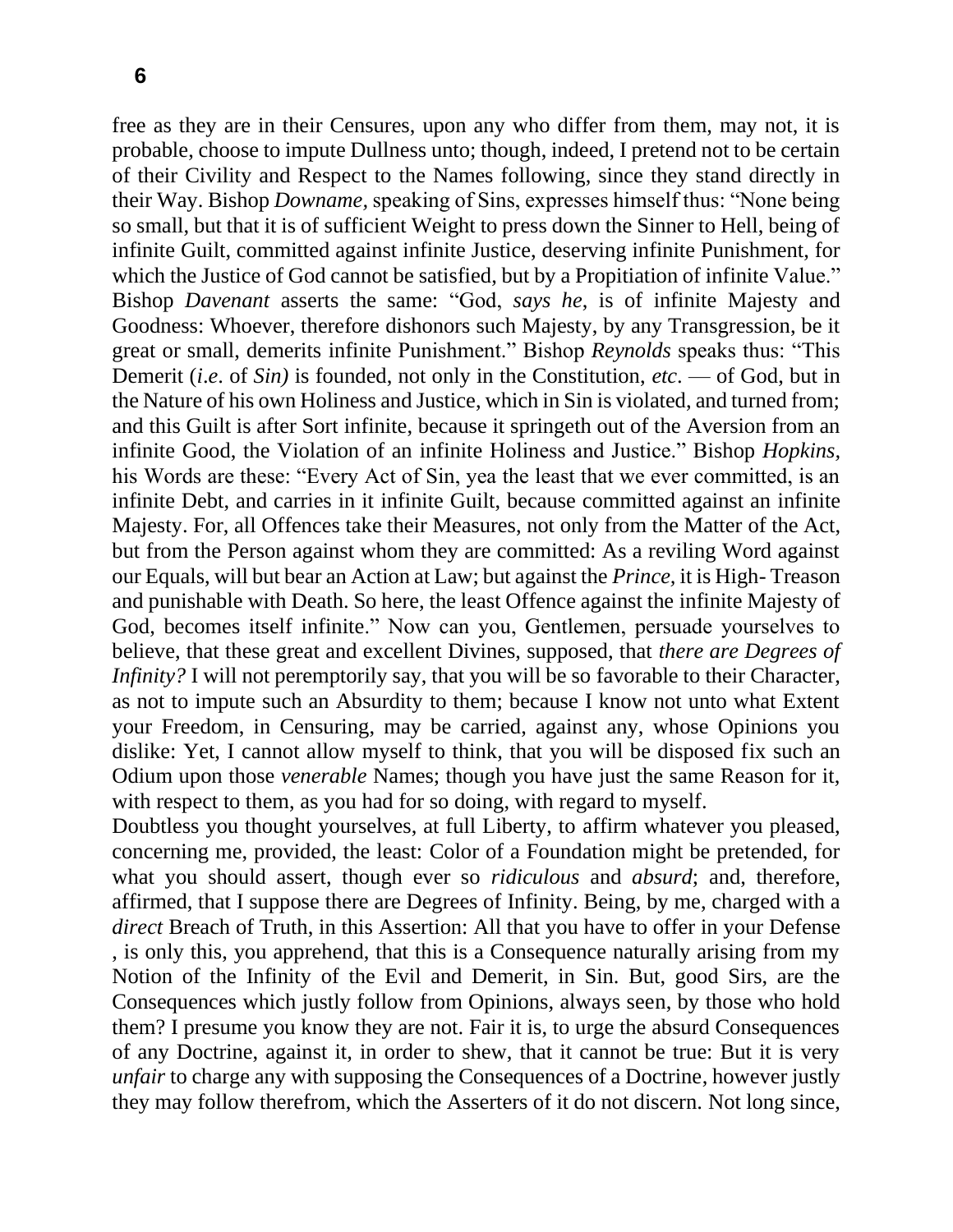free as they are in their Censures, upon any who differ from them, may not, it is probable, choose to impute Dullness unto; though, indeed, I pretend not to be certain of their Civility and Respect to the Names following, since they stand directly in their Way. Bishop *Downame,* speaking of Sins, expresses himself thus: "None being so small, but that it is of sufficient Weight to press down the Sinner to Hell, being of infinite Guilt, committed against infinite Justice, deserving infinite Punishment, for which the Justice of God cannot be satisfied, but by a Propitiation of infinite Value." Bishop *Davenant* asserts the same: "God, *says he,* is of infinite Majesty and Goodness: Whoever, therefore dishonors such Majesty, by any Transgression, be it great or small, demerits infinite Punishment." Bishop *Reynolds* speaks thus: "This Demerit (*i.e*. of *Sin)* is founded, not only in the Constitution, *etc*. — of God, but in the Nature of his own Holiness and Justice, which in Sin is violated, and turned from; and this Guilt is after Sort infinite, because it springeth out of the Aversion from an infinite Good, the Violation of an infinite Holiness and Justice." Bishop *Hopkins,* his Words are these: "Every Act of Sin, yea the least that we ever committed, is an infinite Debt, and carries in it infinite Guilt, because committed against an infinite Majesty. For, all Offences take their Measures, not only from the Matter of the Act, but from the Person against whom they are committed: As a reviling Word against our Equals, will but bear an Action at Law; but against the *Prince,* it is High- Treason and punishable with Death. So here, the least Offence against the infinite Majesty of God, becomes itself infinite." Now can you, Gentlemen, persuade yourselves to believe, that these great and excellent Divines, supposed, that *there are Degrees of Infinity?* I will not peremptorily say, that you will be so favorable to their Character, as not to impute such an Absurdity to them; because I know not unto what Extent your Freedom, in Censuring, may be carried, against any, whose Opinions you dislike: Yet, I cannot allow myself to think, that you will be disposed fix such an Odium upon those *venerable* Names; though you have just the same Reason for it, with respect to them, as you had for so doing, with regard to myself.

Doubtless you thought yourselves, at full Liberty, to affirm whatever you pleased, concerning me, provided, the least: Color of a Foundation might be pretended, for what you should assert, though ever so *ridiculous* and *absurd*; and, therefore, affirmed, that I suppose there are Degrees of Infinity. Being, by me, charged with a *direct* Breach of Truth, in this Assertion: All that you have to offer in your Defense , is only this, you apprehend, that this is a Consequence naturally arising from my Notion of the Infinity of the Evil and Demerit, in Sin. But, good Sirs, are the Consequences which justly follow from Opinions, always seen, by those who hold them? I presume you know they are not. Fair it is, to urge the absurd Consequences of any Doctrine, against it, in order to shew, that it cannot be true: But it is very *unfair* to charge any with supposing the Consequences of a Doctrine, however justly they may follow therefrom, which the Asserters of it do not discern. Not long since,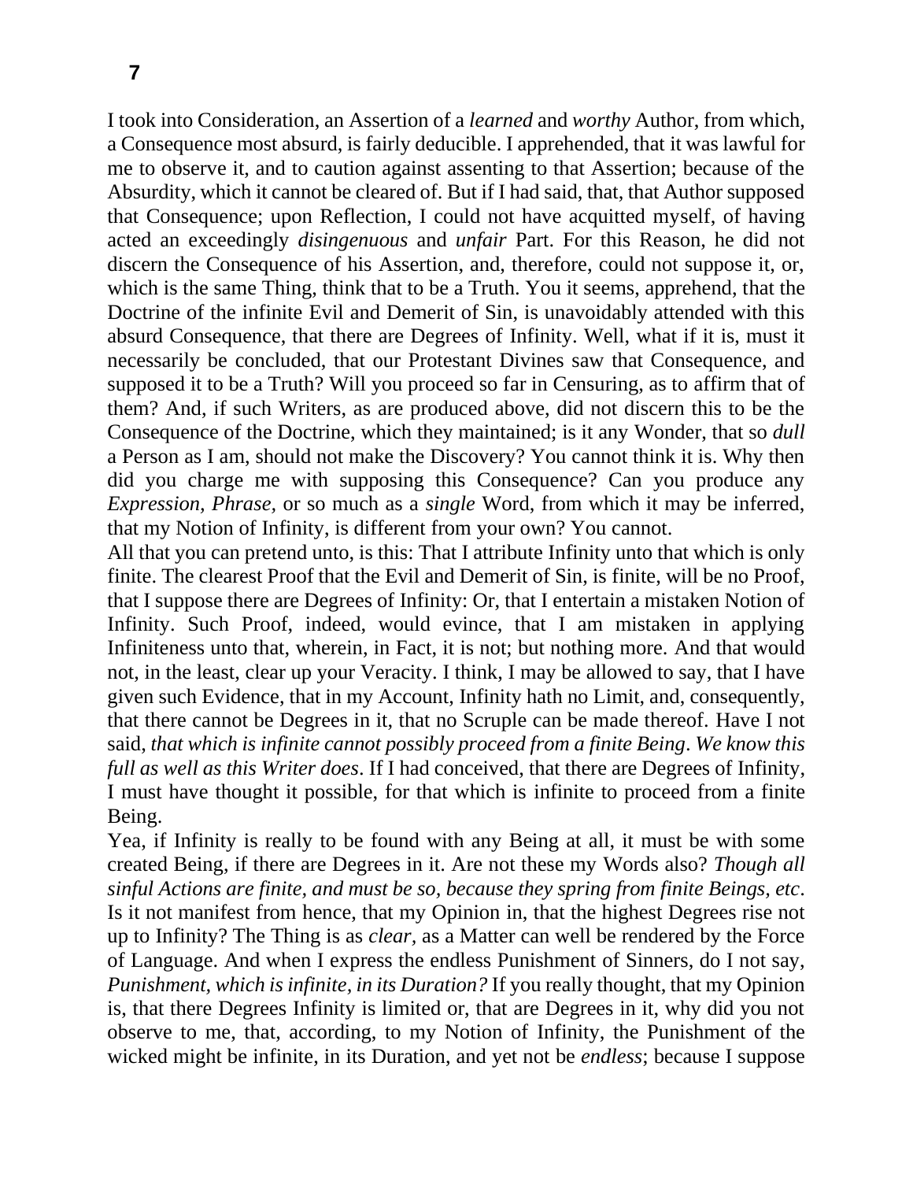I took into Consideration, an Assertion of a *learned* and *worthy* Author, from which, a Consequence most absurd, is fairly deducible. I apprehended, that it was lawful for me to observe it, and to caution against assenting to that Assertion; because of the Absurdity, which it cannot be cleared of. But if I had said, that, that Author supposed that Consequence; upon Reflection, I could not have acquitted myself, of having acted an exceedingly *disingenuous* and *unfair* Part. For this Reason, he did not discern the Consequence of his Assertion, and, therefore, could not suppose it, or, which is the same Thing, think that to be a Truth. You it seems, apprehend, that the Doctrine of the infinite Evil and Demerit of Sin, is unavoidably attended with this absurd Consequence, that there are Degrees of Infinity. Well, what if it is, must it necessarily be concluded, that our Protestant Divines saw that Consequence, and supposed it to be a Truth? Will you proceed so far in Censuring, as to affirm that of them? And, if such Writers, as are produced above, did not discern this to be the Consequence of the Doctrine, which they maintained; is it any Wonder, that so *dull* a Person as I am, should not make the Discovery? You cannot think it is. Why then did you charge me with supposing this Consequence? Can you produce any *Expression, Phrase,* or so much as a *single* Word, from which it may be inferred, that my Notion of Infinity, is different from your own? You cannot.

All that you can pretend unto, is this: That I attribute Infinity unto that which is only finite. The clearest Proof that the Evil and Demerit of Sin, is finite, will be no Proof, that I suppose there are Degrees of Infinity: Or, that I entertain a mistaken Notion of Infinity. Such Proof, indeed, would evince, that I am mistaken in applying Infiniteness unto that, wherein, in Fact, it is not; but nothing more. And that would not, in the least, clear up your Veracity. I think, I may be allowed to say, that I have given such Evidence, that in my Account, Infinity hath no Limit, and, consequently, that there cannot be Degrees in it, that no Scruple can be made thereof. Have I not said, *that which is infinite cannot possibly proceed from a finite Being*. *We know this full as well as this Writer does*. If I had conceived, that there are Degrees of Infinity, I must have thought it possible, for that which is infinite to proceed from a finite Being.

Yea, if Infinity is really to be found with any Being at all, it must be with some created Being, if there are Degrees in it. Are not these my Words also? *Though all sinful Actions are finite, and must be so, because they spring from finite Beings, etc*. Is it not manifest from hence, that my Opinion in, that the highest Degrees rise not up to Infinity? The Thing is as *clear*, as a Matter can well be rendered by the Force of Language. And when I express the endless Punishment of Sinners, do I not say, *Punishment, which is infinite, in its Duration?* If you really thought, that my Opinion is, that there Degrees Infinity is limited or, that are Degrees in it, why did you not observe to me, that, according, to my Notion of Infinity, the Punishment of the wicked might be infinite, in its Duration, and yet not be *endless*; because I suppose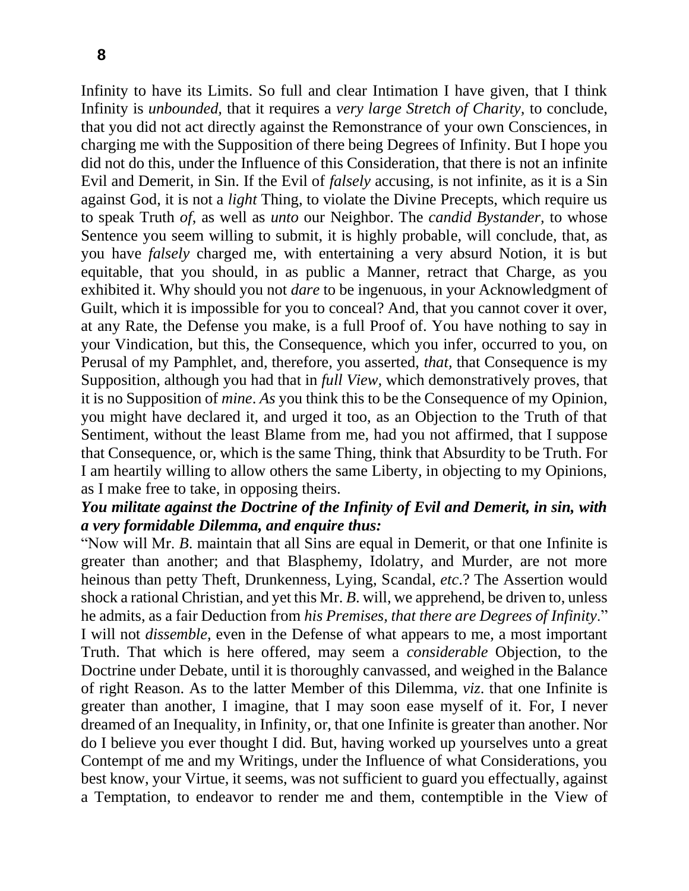Infinity to have its Limits. So full and clear Intimation I have given, that I think Infinity is *unbounded,* that it requires a *very large Stretch of Charity,* to conclude, that you did not act directly against the Remonstrance of your own Consciences, in charging me with the Supposition of there being Degrees of Infinity. But I hope you did not do this, under the Influence of this Consideration, that there is not an infinite Evil and Demerit, in Sin. If the Evil of *falsely* accusing, is not infinite, as it is a Sin against God, it is not a *light* Thing, to violate the Divine Precepts, which require us to speak Truth *of*, as well as *unto* our Neighbor. The *candid Bystander*, to whose Sentence you seem willing to submit, it is highly probable, will conclude, that, as you have *falsely* charged me, with entertaining a very absurd Notion, it is but equitable, that you should, in as public a Manner, retract that Charge, as you exhibited it. Why should you not *dare* to be ingenuous, in your Acknowledgment of Guilt, which it is impossible for you to conceal? And, that you cannot cover it over, at any Rate, the Defense you make, is a full Proof of. You have nothing to say in your Vindication, but this, the Consequence, which you infer, occurred to you, on Perusal of my Pamphlet, and, therefore, you asserted, *that*, that Consequence is my Supposition, although you had that in *full View,* which demonstratively proves, that it is no Supposition of *mine*. *As* you think this to be the Consequence of my Opinion, you might have declared it, and urged it too, as an Objection to the Truth of that Sentiment, without the least Blame from me, had you not affirmed, that I suppose that Consequence, or, which is the same Thing, think that Absurdity to be Truth. For I am heartily willing to allow others the same Liberty, in objecting to my Opinions, as I make free to take, in opposing theirs.

***You militate against the Doctrine of the Infinity of Evil and Demerit, in sin, with a very formidable Dilemma, and enquire thus:***

"Now will Mr. *B.* maintain that all Sins are equal in Demerit, or that one Infinite is greater than another; and that Blasphemy, Idolatry, and Murder, are not more heinous than petty Theft, Drunkenness, Lying, Scandal, *etc*.? The Assertion would shock a rational Christian, and yet this Mr. *B.* will, we apprehend, be driven to, unless he admits, as a fair Deduction from *his Premises, that there are Degrees of Infinity*."

I will not *dissemble,* even in the Defense of what appears to me, a most important Truth. That which is here offered, may seem a *considerable* Objection, to the Doctrine under Debate, until it is thoroughly canvassed, and weighed in the Balance of right Reason. As to the latter Member of this Dilemma, *viz*. that one Infinite is greater than another, I imagine, that I may soon ease myself of it. For, I never dreamed of an Inequality, in Infinity, or, that one Infinite is greater than another. Nor do I believe you ever thought I did. But, having worked up yourselves unto a great Contempt of me and my Writings, under the Influence of what Considerations, you best know, your Virtue, it seems, was not sufficient to guard you effectually, against a Temptation, to endeavor to render me and them, contemptible in the View of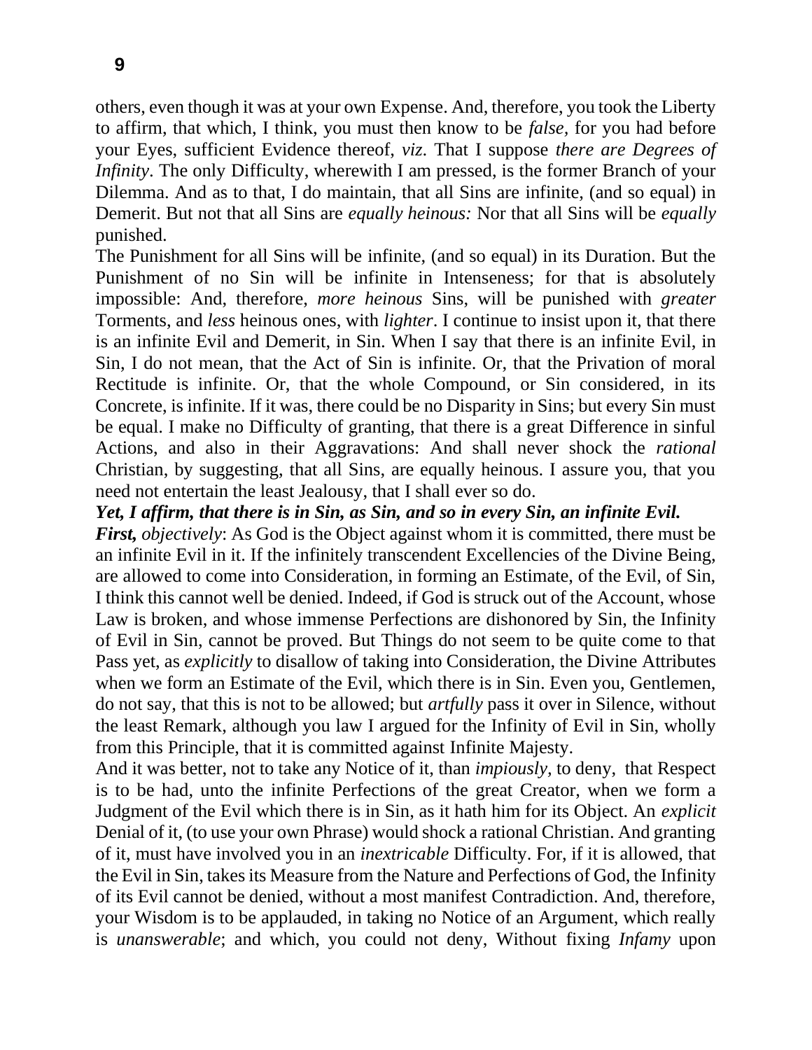others, even though it was at your own Expense. And, therefore, you took the Liberty to affirm, that which, I think, you must then know to be *false,* for you had before your Eyes, sufficient Evidence thereof, *viz*. That I suppose *there are Degrees of Infinity*. The only Difficulty, wherewith I am pressed, is the former Branch of your Dilemma. And as to that, I do maintain, that all Sins are infinite, (and so equal) in Demerit. But not that all Sins are *equally heinous:* Nor that all Sins will be *equally* punished.

The Punishment for all Sins will be infinite, (and so equal) in its Duration. But the Punishment of no Sin will be infinite in Intenseness; for that is absolutely impossible: And, therefore, *more heinous* Sins, will be punished with *greater* Torments, and *less* heinous ones, with *lighter*. I continue to insist upon it, that there is an infinite Evil and Demerit, in Sin. When I say that there is an infinite Evil, in Sin, I do not mean, that the Act of Sin is infinite. Or, that the Privation of moral Rectitude is infinite. Or, that the whole Compound, or Sin considered, in its Concrete, is infinite. If it was, there could be no Disparity in Sins; but every Sin must be equal. I make no Difficulty of granting, that there is a great Difference in sinful Actions, and also in their Aggravations: And shall never shock the *rational* Christian, by suggesting, that all Sins, are equally heinous. I assure you, that you need not entertain the least Jealousy, that I shall ever so do.

***Yet, I affirm, that there is in Sin, as Sin, and so in every Sin, an infinite Evil.***

***First,*** *objectively*: As God is the Object against whom it is committed, there must be an infinite Evil in it. If the infinitely transcendent Excellencies of the Divine Being, are allowed to come into Consideration, in forming an Estimate, of the Evil, of Sin, I think this cannot well be denied. Indeed, if God is struck out of the Account, whose Law is broken, and whose immense Perfections are dishonored by Sin, the Infinity of Evil in Sin, cannot be proved. But Things do not seem to be quite come to that Pass yet, as *explicitly* to disallow of taking into Consideration, the Divine Attributes when we form an Estimate of the Evil, which there is in Sin. Even you, Gentlemen, do not say, that this is not to be allowed; but *artfully* pass it over in Silence, without the least Remark, although you law I argued for the Infinity of Evil in Sin, wholly from this Principle, that it is committed against Infinite Majesty.

And it was better, not to take any Notice of it, than *impiously,* to deny, that Respect is to be had, unto the infinite Perfections of the great Creator, when we form a Judgment of the Evil which there is in Sin, as it hath him for its Object. An *explicit* Denial of it, (to use your own Phrase) would shock a rational Christian. And granting of it, must have involved you in an *inextricable* Difficulty. For, if it is allowed, that the Evil in Sin, takes its Measure from the Nature and Perfections of God, the Infinity of its Evil cannot be denied, without a most manifest Contradiction. And, therefore, your Wisdom is to be applauded, in taking no Notice of an Argument, which really is *unanswerable*; and which, you could not deny, Without fixing *Infamy* upon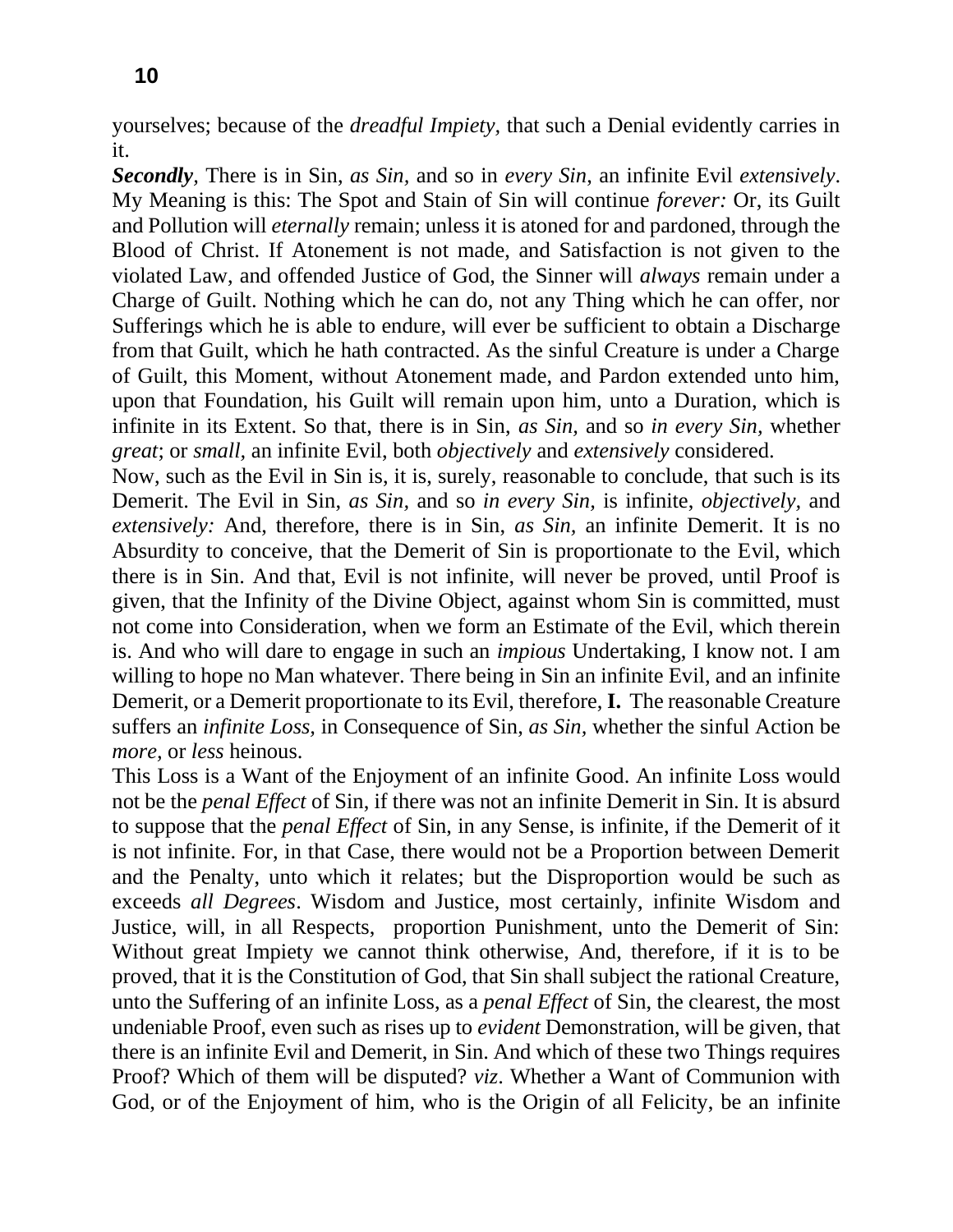yourselves; because of the *dreadful Impiety,* that such a Denial evidently carries in it.

***Secondly***, There is in Sin, *as Sin,* and so in *every Sin*, an infinite Evil *extensively*. My Meaning is this: The Spot and Stain of Sin will continue *forever:* Or, its Guilt and Pollution will *eternally* remain; unless it is atoned for and pardoned, through the Blood of Christ. If Atonement is not made, and Satisfaction is not given to the violated Law, and offended Justice of God, the Sinner will *always* remain under a Charge of Guilt. Nothing which he can do, not any Thing which he can offer, nor Sufferings which he is able to endure, will ever be sufficient to obtain a Discharge from that Guilt, which he hath contracted. As the sinful Creature is under a Charge of Guilt, this Moment, without Atonement made, and Pardon extended unto him, upon that Foundation, his Guilt will remain upon him, unto a Duration, which is infinite in its Extent. So that, there is in Sin, *as Sin,* and so *in every Sin,* whether *great*; or *small,* an infinite Evil, both *objectively* and *extensively* considered.

Now, such as the Evil in Sin is, it is, surely, reasonable to conclude, that such is its Demerit. The Evil in Sin, *as Sin,* and so *in every Sin,* is infinite, *objectively,* and *extensively:* And, therefore, there is in Sin, *as Sin,* an infinite Demerit. It is no Absurdity to conceive, that the Demerit of Sin is proportionate to the Evil, which there is in Sin. And that, Evil is not infinite, will never be proved, until Proof is given, that the Infinity of the Divine Object, against whom Sin is committed, must not come into Consideration, when we form an Estimate of the Evil, which therein is. And who will dare to engage in such an *impious* Undertaking, I know not. I am willing to hope no Man whatever. There being in Sin an infinite Evil, and an infinite Demerit, or a Demerit proportionate to its Evil, therefore, **I.** The reasonable Creature suffers an *infinite Loss,* in Consequence of Sin, *as Sin,* whether the sinful Action be *more,* or *less* heinous.

This Loss is a Want of the Enjoyment of an infinite Good. An infinite Loss would not be the *penal Effect* of Sin, if there was not an infinite Demerit in Sin. It is absurd to suppose that the *penal Effect* of Sin, in any Sense, is infinite, if the Demerit of it is not infinite. For, in that Case, there would not be a Proportion between Demerit and the Penalty, unto which it relates; but the Disproportion would be such as exceeds *all Degrees*. Wisdom and Justice, most certainly, infinite Wisdom and Justice, will, in all Respects, proportion Punishment, unto the Demerit of Sin: Without great Impiety we cannot think otherwise, And, therefore, if it is to be proved, that it is the Constitution of God, that Sin shall subject the rational Creature, unto the Suffering of an infinite Loss, as a *penal Effect* of Sin, the clearest, the most undeniable Proof, even such as rises up to *evident* Demonstration, will be given, that there is an infinite Evil and Demerit, in Sin. And which of these two Things requires Proof? Which of them will be disputed? *viz*. Whether a Want of Communion with God, or of the Enjoyment of him, who is the Origin of all Felicity, be an infinite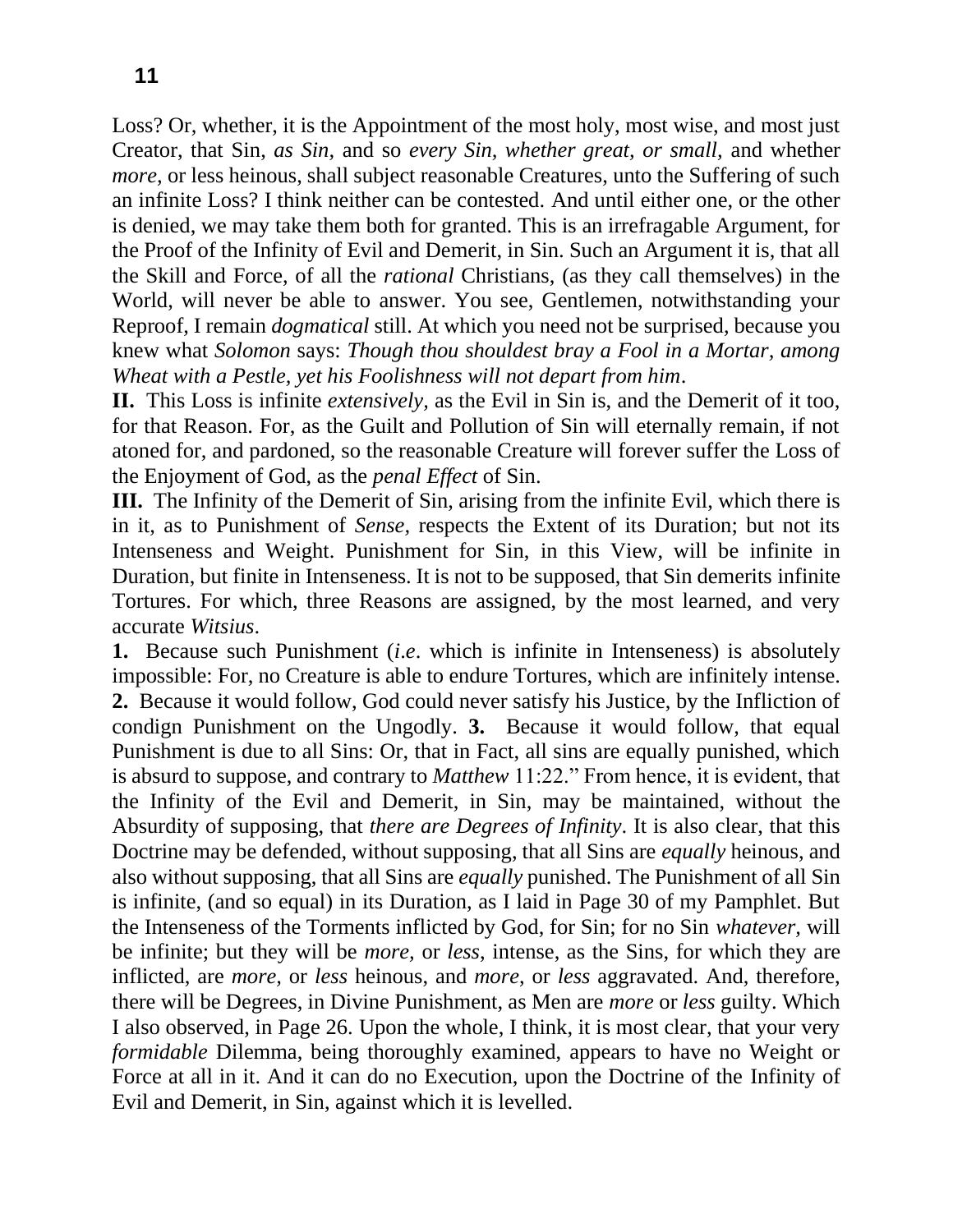Loss? Or, whether, it is the Appointment of the most holy, most wise, and most just Creator, that Sin, *as Sin,* and so *every Sin, whether great, or small,* and whether *more,* or less heinous, shall subject reasonable Creatures, unto the Suffering of such an infinite Loss? I think neither can be contested. And until either one, or the other is denied, we may take them both for granted. This is an irrefragable Argument, for the Proof of the Infinity of Evil and Demerit, in Sin. Such an Argument it is, that all the Skill and Force, of all the *rational* Christians, (as they call themselves) in the World, will never be able to answer. You see, Gentlemen, notwithstanding your Reproof, I remain *dogmatical* still. At which you need not be surprised, because you knew what *Solomon* says: *Though thou shouldest bray a Fool in a Mortar, among Wheat with a Pestle, yet his Foolishness will not depart from him*.

**II.** This Loss is infinite *extensively,* as the Evil in Sin is, and the Demerit of it too, for that Reason. For, as the Guilt and Pollution of Sin will eternally remain, if not atoned for, and pardoned, so the reasonable Creature will forever suffer the Loss of the Enjoyment of God, as the *penal Effect* of Sin.

**III.** The Infinity of the Demerit of Sin, arising from the infinite Evil, which there is in it, as to Punishment of *Sense,* respects the Extent of its Duration; but not its Intenseness and Weight. Punishment for Sin, in this View, will be infinite in Duration, but finite in Intenseness. It is not to be supposed, that Sin demerits infinite Tortures. For which, three Reasons are assigned, by the most learned, and very accurate *Witsius*.

**1.** Because such Punishment (*i.e*. which is infinite in Intenseness) is absolutely impossible: For, no Creature is able to endure Tortures, which are infinitely intense. **2.** Because it would follow, God could never satisfy his Justice, by the Infliction of condign Punishment on the Ungodly. **3.** Because it would follow, that equal Punishment is due to all Sins: Or, that in Fact, all sins are equally punished, which is absurd to suppose, and contrary to *Matthew* 11:22." From hence, it is evident, that the Infinity of the Evil and Demerit, in Sin, may be maintained, without the Absurdity of supposing, that *there are Degrees of Infinity*. It is also clear, that this Doctrine may be defended, without supposing, that all Sins are *equally* heinous, and also without supposing, that all Sins are *equally* punished. The Punishment of all Sin is infinite, (and so equal) in its Duration, as I laid in Page 30 of my Pamphlet. But the Intenseness of the Torments inflicted by God, for Sin; for no Sin *whatever,* will be infinite; but they will be *more,* or *less*, intense, as the Sins, for which they are inflicted, are *more,* or *less* heinous, and *more*, or *less* aggravated. And, therefore, there will be Degrees, in Divine Punishment, as Men are *more* or *less* guilty. Which I also observed, in Page 26. Upon the whole, I think, it is most clear, that your very *formidable* Dilemma, being thoroughly examined, appears to have no Weight or Force at all in it. And it can do no Execution, upon the Doctrine of the Infinity of Evil and Demerit, in Sin, against which it is levelled.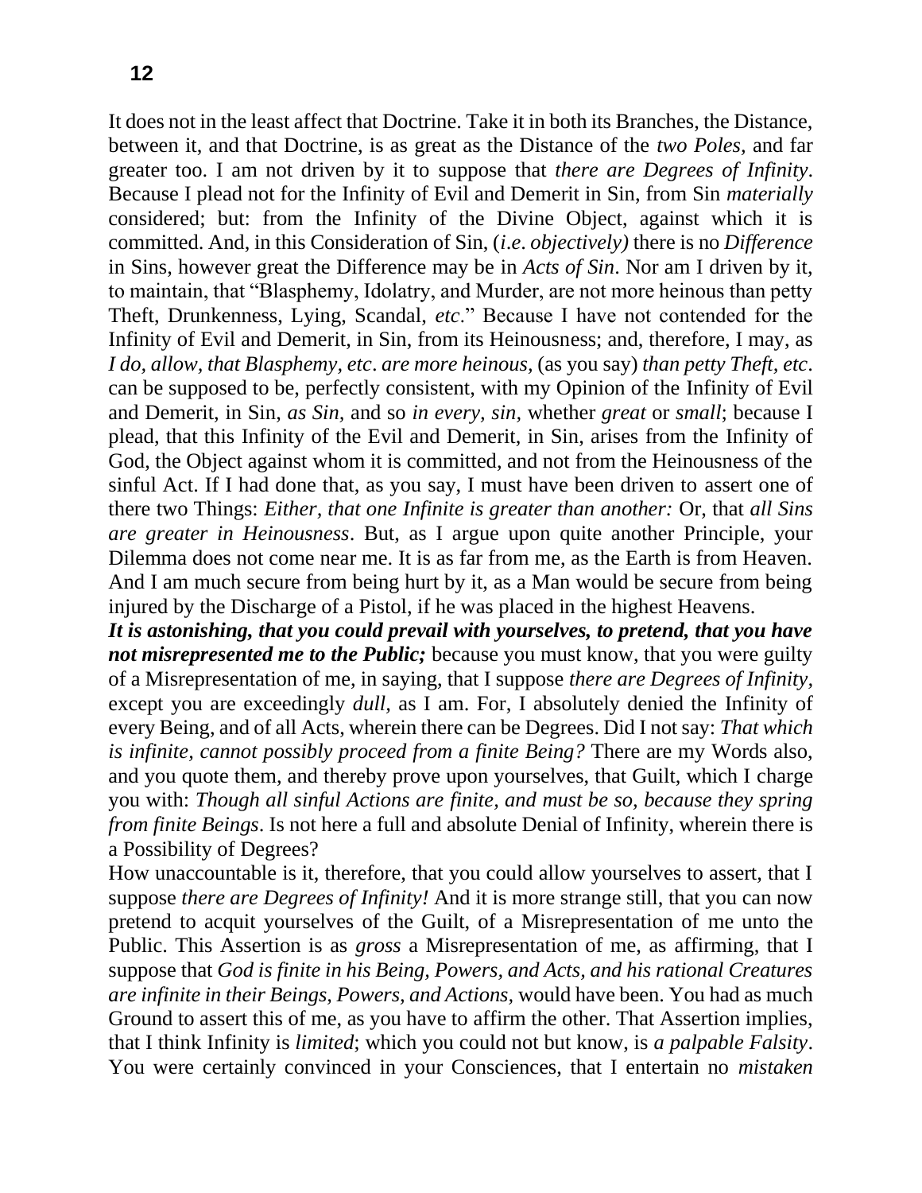It does not in the least affect that Doctrine. Take it in both its Branches, the Distance, between it, and that Doctrine, is as great as the Distance of the *two Poles,* and far greater too. I am not driven by it to suppose that *there are Degrees of Infinity*. Because I plead not for the Infinity of Evil and Demerit in Sin, from Sin *materially* considered; but: from the Infinity of the Divine Object, against which it is committed. And, in this Consideration of Sin, (*i.e. objectively)* there is no *Difference* in Sins, however great the Difference may be in *Acts of Sin*. Nor am I driven by it, to maintain, that "Blasphemy, Idolatry, and Murder, are not more heinous than petty Theft, Drunkenness, Lying, Scandal, *etc*." Because I have not contended for the Infinity of Evil and Demerit, in Sin, from its Heinousness; and, therefore, I may, as *I do, allow, that Blasphemy, etc. are more heinous,* (as you say) *than petty Theft, etc*. can be supposed to be, perfectly consistent, with my Opinion of the Infinity of Evil and Demerit, in Sin, *as Sin,* and so *in every, sin,* whether *great* or *small*; because I plead, that this Infinity of the Evil and Demerit, in Sin, arises from the Infinity of God, the Object against whom it is committed, and not from the Heinousness of the sinful Act. If I had done that, as you say, I must have been driven to assert one of there two Things: *Either, that one Infinite is greater than another:* Or, that *all Sins are greater in Heinousness*. But, as I argue upon quite another Principle, your Dilemma does not come near me. It is as far from me, as the Earth is from Heaven. And I am much secure from being hurt by it, as a Man would be secure from being injured by the Discharge of a Pistol, if he was placed in the highest Heavens.

***It is astonishing, that you could prevail with yourselves, to pretend, that you have not misrepresented me to the Public;*** because you must know, that you were guilty of a Misrepresentation of me, in saying, that I suppose *there are Degrees of Infinity,* except you are exceedingly *dull,* as I am. For, I absolutely denied the Infinity of every Being, and of all Acts, wherein there can be Degrees. Did I not say: *That which is infinite, cannot possibly proceed from a finite Being?* There are my Words also, and you quote them, and thereby prove upon yourselves, that Guilt, which I charge you with: *Though all sinful Actions are finite, and must be so, because they spring from finite Beings*. Is not here a full and absolute Denial of Infinity, wherein there is a Possibility of Degrees?

How unaccountable is it, therefore, that you could allow yourselves to assert, that I suppose *there are Degrees of Infinity!* And it is more strange still, that you can now pretend to acquit yourselves of the Guilt, of a Misrepresentation of me unto the Public. This Assertion is as *gross* a Misrepresentation of me, as affirming, that I suppose that *God is finite in his Being, Powers, and Acts, and his rational Creatures are infinite in their Beings, Powers, and Actions,* would have been. You had as much Ground to assert this of me, as you have to affirm the other. That Assertion implies, that I think Infinity is *limited*; which you could not but know, is *a palpable Falsity*. You were certainly convinced in your Consciences, that I entertain no *mistaken*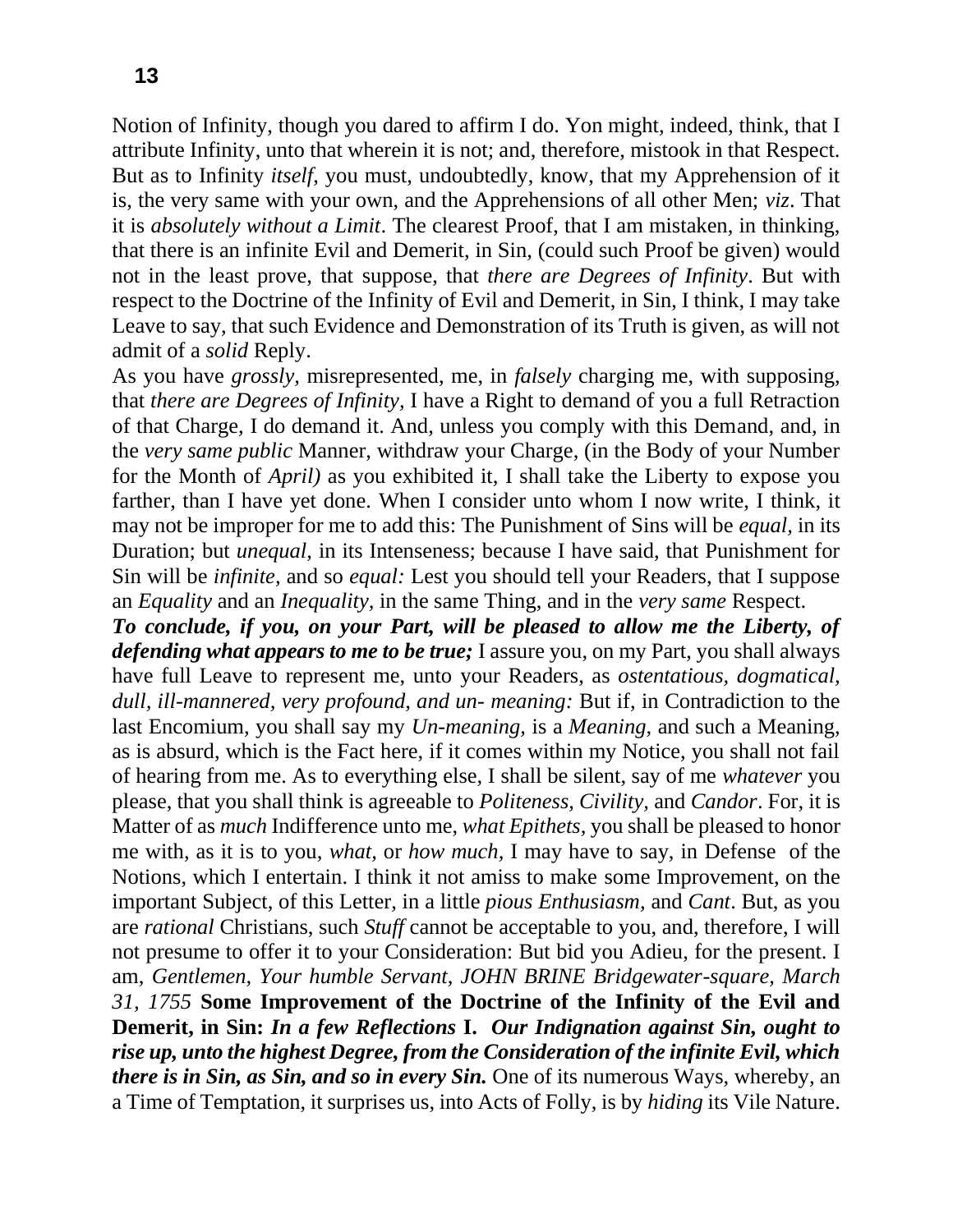Notion of Infinity, though you dared to affirm I do. Yon might, indeed, think, that I attribute Infinity, unto that wherein it is not; and, therefore, mistook in that Respect. But as to Infinity *itself*, you must, undoubtedly, know, that my Apprehension of it is, the very same with your own, and the Apprehensions of all other Men; *viz*. That it is *absolutely without a Limit*. The clearest Proof, that I am mistaken, in thinking, that there is an infinite Evil and Demerit, in Sin, (could such Proof be given) would not in the least prove, that suppose, that *there are Degrees of Infinity*. But with respect to the Doctrine of the Infinity of Evil and Demerit, in Sin, I think, I may take Leave to say, that such Evidence and Demonstration of its Truth is given, as will not admit of a *solid* Reply.

As you have *grossly,* misrepresented, me, in *falsely* charging me, with supposing, that *there are Degrees of Infinity,* I have a Right to demand of you a full Retraction of that Charge, I do demand it. And, unless you comply with this Demand, and, in the *very same public* Manner, withdraw your Charge, (in the Body of your Number for the Month of *April)* as you exhibited it, I shall take the Liberty to expose you farther, than I have yet done. When I consider unto whom I now write, I think, it may not be improper for me to add this: The Punishment of Sins will be *equal,* in its Duration; but *unequal,* in its Intenseness; because I have said, that Punishment for Sin will be *infinite*, and so *equal:* Lest you should tell your Readers, that I suppose an *Equality* and an *Inequality,* in the same Thing, and in the *very same* Respect.

***To conclude, if you, on your Part, will be pleased to allow me the Liberty, of defending what appears to me to be true;*** I assure you, on my Part, you shall always have full Leave to represent me, unto your Readers, as *ostentatious, dogmatical, dull, ill-mannered, very profound, and un- meaning:* But if, in Contradiction to the last Encomium, you shall say my *Un-meaning,* is a *Meaning,* and such a Meaning, as is absurd, which is the Fact here, if it comes within my Notice, you shall not fail of hearing from me. As to everything else, I shall be silent, say of me *whatever* you please, that you shall think is agreeable to *Politeness, Civility,* and *Candor*. For, it is Matter of as *much* Indifference unto me, *what Epithets,* you shall be pleased to honor me with, as it is to you, *what,* or *how much*, I may have to say, in Defense of the Notions, which I entertain. I think it not amiss to make some Improvement, on the important Subject, of this Letter, in a little *pious Enthusiasm,* and *Cant*. But, as you are *rational* Christians, such *Stuff* cannot be acceptable to you, and, therefore, I will not presume to offer it to your Consideration: But bid you Adieu, for the present. I am, *Gentlemen, Your humble Servant, JOHN BRINE Bridgewater-square, March 31, 1755* **Some Improvement of the Doctrine of the Infinity of the Evil and Demerit, in Sin:** ***In a few Reflections*** **I.** ***Our Indignation against Sin, ought to rise up, unto the highest Degree, from the Consideration of the infinite Evil, which there is in Sin, as Sin, and so in every Sin.*** One of its numerous Ways, whereby, an a Time of Temptation, it surprises us, into Acts of Folly, is by *hiding* its Vile Nature.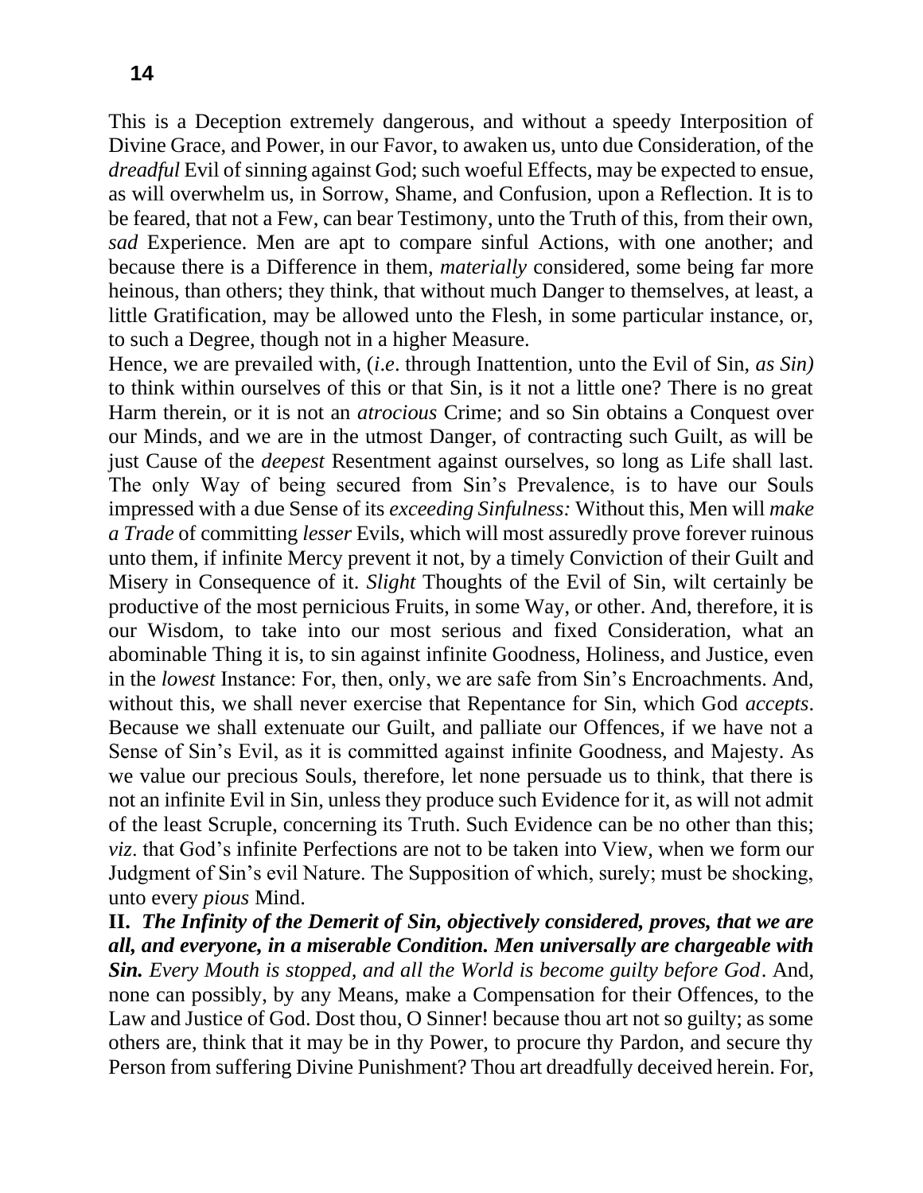This is a Deception extremely dangerous, and without a speedy Interposition of Divine Grace, and Power, in our Favor, to awaken us, unto due Consideration, of the *dreadful* Evil of sinning against God; such woeful Effects, may be expected to ensue, as will overwhelm us, in Sorrow, Shame, and Confusion, upon a Reflection. It is to be feared, that not a Few, can bear Testimony, unto the Truth of this, from their own, *sad* Experience. Men are apt to compare sinful Actions, with one another; and because there is a Difference in them, *materially* considered, some being far more heinous, than others; they think, that without much Danger to themselves, at least, a little Gratification, may be allowed unto the Flesh, in some particular instance, or, to such a Degree, though not in a higher Measure.

Hence, we are prevailed with, (*i.e*. through Inattention, unto the Evil of Sin, *as Sin)* to think within ourselves of this or that Sin, is it not a little one? There is no great Harm therein, or it is not an *atrocious* Crime; and so Sin obtains a Conquest over our Minds, and we are in the utmost Danger, of contracting such Guilt, as will be just Cause of the *deepest* Resentment against ourselves, so long as Life shall last. The only Way of being secured from Sin's Prevalence, is to have our Souls impressed with a due Sense of its *exceeding Sinfulness:* Without this, Men will *make a Trade* of committing *lesser* Evils, which will most assuredly prove forever ruinous unto them, if infinite Mercy prevent it not, by a timely Conviction of their Guilt and Misery in Consequence of it. *Slight* Thoughts of the Evil of Sin, wilt certainly be productive of the most pernicious Fruits, in some Way, or other. And, therefore, it is our Wisdom, to take into our most serious and fixed Consideration, what an abominable Thing it is, to sin against infinite Goodness, Holiness, and Justice, even in the *lowest* Instance: For, then, only, we are safe from Sin's Encroachments. And, without this, we shall never exercise that Repentance for Sin, which God *accepts*. Because we shall extenuate our Guilt, and palliate our Offences, if we have not a Sense of Sin's Evil, as it is committed against infinite Goodness, and Majesty. As we value our precious Souls, therefore, let none persuade us to think, that there is not an infinite Evil in Sin, unless they produce such Evidence for it, as will not admit of the least Scruple, concerning its Truth. Such Evidence can be no other than this; *viz*. that God's infinite Perfections are not to be taken into View, when we form our Judgment of Sin's evil Nature. The Supposition of which, surely; must be shocking, unto every *pious* Mind.

**II.** ***The Infinity of the Demerit of Sin, objectively considered, proves, that we are all, and everyone, in a miserable Condition. Men universally are chargeable with Sin.*** *Every Mouth is stopped, and all the World is become guilty before God*. And, none can possibly, by any Means, make a Compensation for their Offences, to the Law and Justice of God. Dost thou, O Sinner! because thou art not so guilty; as some others are, think that it may be in thy Power, to procure thy Pardon, and secure thy Person from suffering Divine Punishment? Thou art dreadfully deceived herein. For,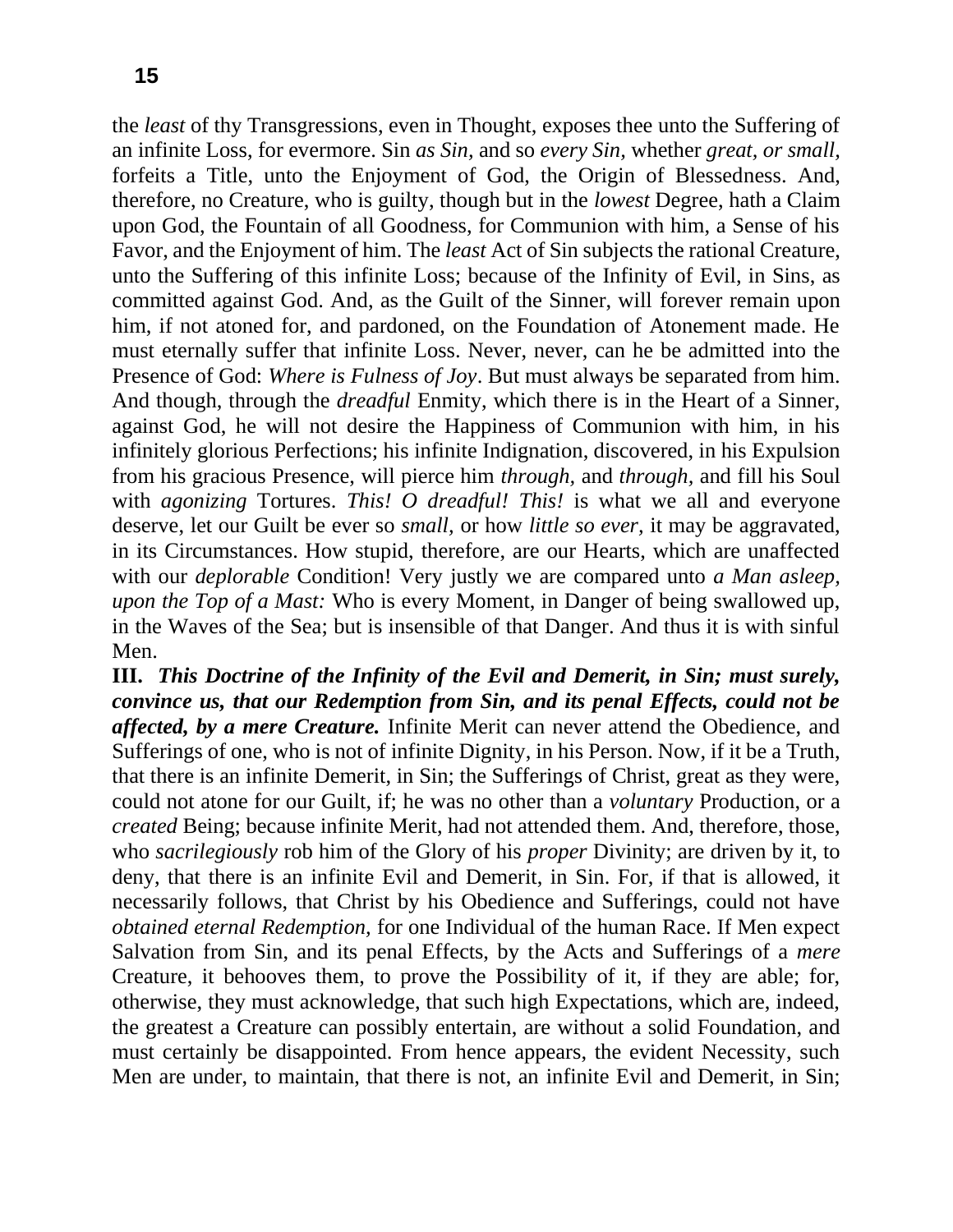the *least* of thy Transgressions, even in Thought, exposes thee unto the Suffering of an infinite Loss, for evermore. Sin *as Sin,* and so *every Sin,* whether *great, or small,* forfeits a Title, unto the Enjoyment of God, the Origin of Blessedness. And, therefore, no Creature, who is guilty, though but in the *lowest* Degree, hath a Claim upon God, the Fountain of all Goodness, for Communion with him, a Sense of his Favor, and the Enjoyment of him. The *least* Act of Sin subjects the rational Creature, unto the Suffering of this infinite Loss; because of the Infinity of Evil, in Sins, as committed against God. And, as the Guilt of the Sinner, will forever remain upon him, if not atoned for, and pardoned, on the Foundation of Atonement made. He must eternally suffer that infinite Loss. Never, never, can he be admitted into the Presence of God: *Where is Fulness of Joy*. But must always be separated from him. And though, through the *dreadful* Enmity, which there is in the Heart of a Sinner, against God, he will not desire the Happiness of Communion with him, in his infinitely glorious Perfections; his infinite Indignation, discovered, in his Expulsion from his gracious Presence, will pierce him *through,* and *through,* and fill his Soul with *agonizing* Tortures. *This! O dreadful! This!* is what we all and everyone deserve, let our Guilt be ever so *small,* or how *little so ever,* it may be aggravated, in its Circumstances. How stupid, therefore, are our Hearts, which are unaffected with our *deplorable* Condition! Very justly we are compared unto *a Man asleep, upon the Top of a Mast:* Who is every Moment, in Danger of being swallowed up, in the Waves of the Sea; but is insensible of that Danger. And thus it is with sinful Men.

**III.** ***This Doctrine of the Infinity of the Evil and Demerit, in Sin; must surely, convince us, that our Redemption from Sin, and its penal Effects, could not be affected, by a mere Creature.*** Infinite Merit can never attend the Obedience, and Sufferings of one, who is not of infinite Dignity, in his Person. Now, if it be a Truth, that there is an infinite Demerit, in Sin; the Sufferings of Christ, great as they were, could not atone for our Guilt, if; he was no other than a *voluntary* Production, or a *created* Being; because infinite Merit, had not attended them. And, therefore, those, who *sacrilegiously* rob him of the Glory of his *proper* Divinity; are driven by it, to deny, that there is an infinite Evil and Demerit, in Sin. For, if that is allowed, it necessarily follows, that Christ by his Obedience and Sufferings, could not have *obtained eternal Redemption,* for one Individual of the human Race. If Men expect Salvation from Sin, and its penal Effects, by the Acts and Sufferings of a *mere* Creature, it behooves them, to prove the Possibility of it, if they are able; for, otherwise, they must acknowledge, that such high Expectations, which are, indeed, the greatest a Creature can possibly entertain, are without a solid Foundation, and must certainly be disappointed. From hence appears, the evident Necessity, such Men are under, to maintain, that there is not, an infinite Evil and Demerit, in Sin;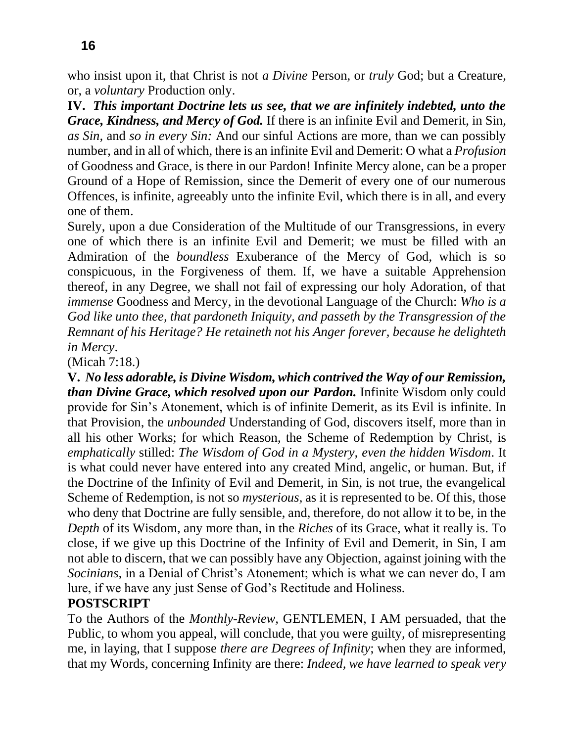who insist upon it, that Christ is not *a Divine* Person, or *truly* God; but a Creature, or, a *voluntary* Production only.

**IV.** ***This important Doctrine lets us see, that we are infinitely indebted, unto the Grace, Kindness, and Mercy of God.*** If there is an infinite Evil and Demerit, in Sin, *as Sin,* and *so in every Sin:* And our sinful Actions are more, than we can possibly number, and in all of which, there is an infinite Evil and Demerit: O what a *Profusion* of Goodness and Grace, is there in our Pardon! Infinite Mercy alone, can be a proper Ground of a Hope of Remission, since the Demerit of every one of our numerous Offences, is infinite, agreeably unto the infinite Evil, which there is in all, and every one of them.

Surely, upon a due Consideration of the Multitude of our Transgressions, in every one of which there is an infinite Evil and Demerit; we must be filled with an Admiration of the *boundless* Exuberance of the Mercy of God, which is so conspicuous, in the Forgiveness of them. If, we have a suitable Apprehension thereof, in any Degree, we shall not fail of expressing our holy Adoration, of that *immense* Goodness and Mercy, in the devotional Language of the Church: *Who is a God like unto thee, that pardoneth Iniquity, and passeth by the Transgression of the Remnant of his Heritage? He retaineth not his Anger forever, because he delighteth in Mercy*.

(Micah 7:18.)

**V.** ***No less adorable, is Divine Wisdom, which contrived the Way of our Remission, than Divine Grace, which resolved upon our Pardon.*** Infinite Wisdom only could provide for Sin's Atonement, which is of infinite Demerit, as its Evil is infinite. In that Provision, the *unbounded* Understanding of God, discovers itself, more than in all his other Works; for which Reason, the Scheme of Redemption by Christ, is *emphatically* stilled: *The Wisdom of God in a Mystery, even the hidden Wisdom*. It is what could never have entered into any created Mind, angelic, or human. But, if the Doctrine of the Infinity of Evil and Demerit, in Sin, is not true, the evangelical Scheme of Redemption, is not so *mysterious,* as it is represented to be. Of this, those who deny that Doctrine are fully sensible, and, therefore, do not allow it to be, in the *Depth* of its Wisdom, any more than, in the *Riches* of its Grace, what it really is. To close, if we give up this Doctrine of the Infinity of Evil and Demerit, in Sin, I am not able to discern, that we can possibly have any Objection, against joining with the *Socinians,* in a Denial of Christ's Atonement; which is what we can never do, I am lure, if we have any just Sense of God's Rectitude and Holiness.

**POSTSCRIPT**

To the Authors of the *Monthly-Review*, GENTLEMEN, I AM persuaded, that the Public, to whom you appeal, will conclude, that you were guilty, of misrepresenting me, in laying, that I suppose *there are Degrees of Infinity*; when they are informed, that my Words, concerning Infinity are there: *Indeed, we have learned to speak very*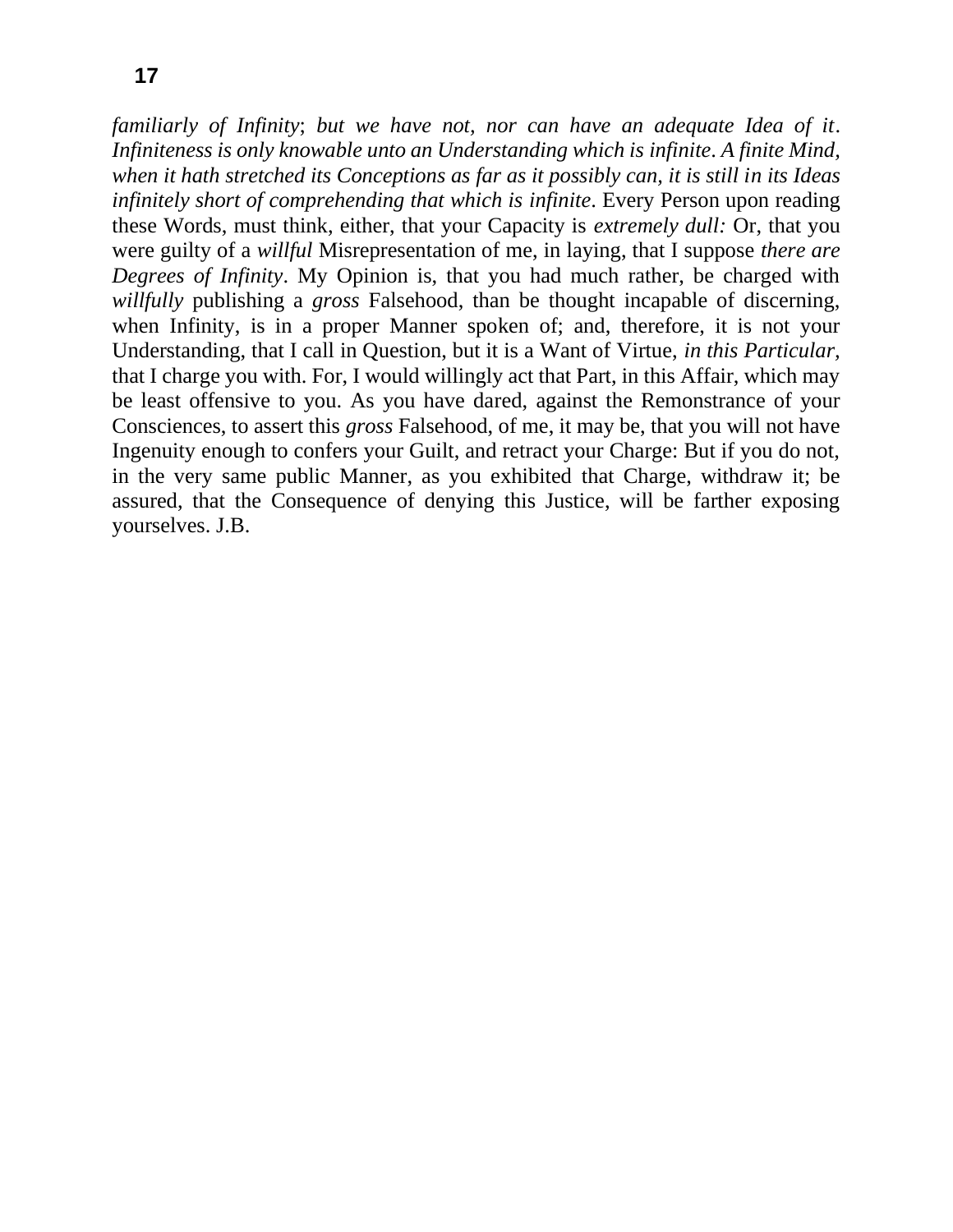*familiarly of Infinity*; *but we have not, nor can have an adequate Idea of it*. *Infiniteness is only knowable unto an Understanding which is infinite*. *A finite Mind, when it hath stretched its Conceptions as far as it possibly can, it is still in its Ideas infinitely short of comprehending that which is infinite*. Every Person upon reading these Words, must think, either, that your Capacity is *extremely dull:* Or, that you were guilty of a *willful* Misrepresentation of me, in laying, that I suppose *there are Degrees of Infinity*. My Opinion is, that you had much rather, be charged with *willfully* publishing a *gross* Falsehood, than be thought incapable of discerning, when Infinity, is in a proper Manner spoken of; and, therefore, it is not your Understanding, that I call in Question, but it is a Want of Virtue, *in this Particular*, that I charge you with. For, I would willingly act that Part, in this Affair, which may be least offensive to you. As you have dared, against the Remonstrance of your Consciences, to assert this *gross* Falsehood, of me, it may be, that you will not have Ingenuity enough to confers your Guilt, and retract your Charge: But if you do not, in the very same public Manner, as you exhibited that Charge, withdraw it; be assured, that the Consequence of denying this Justice, will be farther exposing yourselves. J.B.